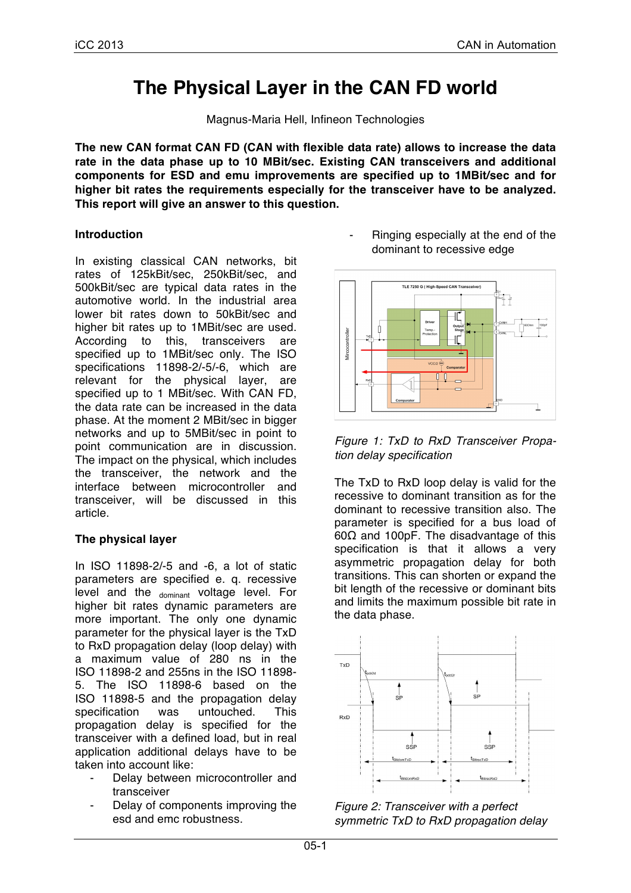# The Physical Layer in the CAN FD world

Magnus-Maria Hell, Infineon Technologies

**The new CAN format CAN FD (CAN with flexible data rate) allows to increase the data rate in the data phase up to 10 MBit/sec. Existing CAN transceivers and additional components for ESD and emu improvements are specified up to 1MBit/sec and for higher bit rates the requirements especially for the transceiver have to be analyzed. This report will give an answer to this question.**

## Introduction

In existing classical CAN networks, bit rates of 125kBit/sec, 250kBit/sec, and 500kBit/sec are typical data rates in the automotive world. In the industrial area lower bit rates down to 50kBit/sec and higher bit rates up to 1MBit/sec are used. According to this, transceivers are specified up to 1MBit/sec only. The ISO specifications 11898-2/-5/-6, which are relevant for the physical layer, are specified up to 1 MBit/sec. With CAN FD, the data rate can be increased in the data phase. At the moment 2 MBit/sec in bigger networks and up to 5MBit/sec in point to point communication are in discussion. The impact on the physical, which includes the transceiver, the network and the interface between microcontroller and transceiver, will be discussed in this article.

## The physical layer

In ISO 11898-2/-5 and -6, a lot of static parameters are specified e. q. recessive level and the $_{\text{dominant}}$ voltage level. For higher bit rates dynamic parameters are more important. The only one dynamic parameter for the physical layer is the TxD to RxD propagation delay (loop delay) with a maximum value of 280 ns in the ISO 11898-2 and 255ns in the ISO 11898-5. The ISO 11898-6 based on the ISO 11898-5 and the propagation delay specification was untouched. This propagation delay is specified for the transceiver with a defined load, but in real application additional delays have to be taken into account like:

- Delay between microcontroller and transceiver
- Delay of components improving the esd and emc robustness.
- Ringing especially at the end of the dominant to recessive edge

*Figure 1: TxD to RxD Transceiver Propagation delay specification*

The TxD to RxD loop delay is valid for the recessive to dominant transition as for the dominant to recessive transition also. The parameter is specified for a bus load of 60Ω and 100pF. The disadvantage of this specification is that it allows a very asymmetric propagation delay for both transitions. This can shorten or expand the bit length of the recessive or dominant bits and limits the maximum possible bit rate in the data phase.

*Figure 2: Transceiver with a perfect symmetric TxD to RxD propagation delay*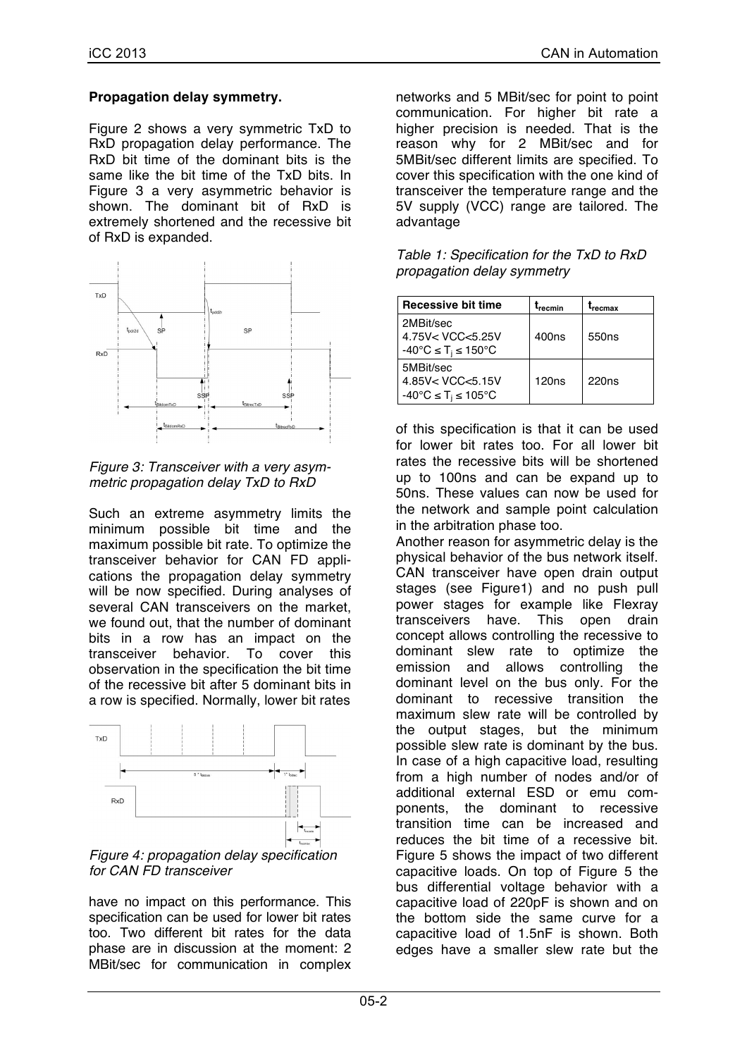**Propagation delay symmetry.**

Figure 2 shows a very symmetric TxD to RxD propagation delay performance. The RxD bit time of the dominant bits is the same like the bit time of the TxD bits. In Figure 3 a very asymmetric behavior is shown. The dominant bit of RxD is extremely shortened and the recessive bit of RxD is expanded.

*Figure 3: Transceiver with a very asymmetric propagation delay TxD to RxD*

Such an extreme asymmetry limits the minimum possible bit time and the maximum possible bit rate. To optimize the transceiver behavior for CAN FD applications the propagation delay symmetry will be now specified. During analyses of several CAN transceivers on the market, we found out, that the number of dominant bits in a row has an impact on the transceiver behavior. To cover this observation in the specification the bit time of the recessive bit after 5 dominant bits in a row is specified. Normally, lower bit rates

*Figure 4: propagation delay specification for CAN FD transceiver*

have no impact on this performance. This specification can be used for lower bit rates too. Two different bit rates for the data phase are in discussion at the moment: 2 MBit/sec for communication in complex networks and 5 MBit/sec for point to point communication. For higher bit rate a higher precision is needed. That is the reason why for 2 MBit/sec and for 5MBit/sec different limits are specified. To cover this specification with the one kind of transceiver the temperature range and the 5V supply (VCC) range are tailored. The advantage

*Table 1: Specification for the TxD to RxD propagation delay symmetry*

| Recessive bit time | $t_{recmin}$ | $t_{recmax}$ |
|---|---|---|
| 2MBit/sec<br>4.75V< VCC<5.25V<br>-40°C ≤ $T_j$ ≤ 150°C | 400ns | 550ns |
| 5MBit/sec<br>4.85V< VCC<5.15V<br>-40°C ≤ $T_j$ ≤ 105°C | 120ns | 220ns |

of this specification is that it can be used for lower bit rates too. For all lower bit rates the recessive bits will be shortened up to 100ns and can be expand up to 50ns. These values can now be used for the network and sample point calculation in the arbitration phase too.

Another reason for asymmetric delay is the physical behavior of the bus network itself. CAN transceiver have open drain output stages (see Figure1) and no push pull power stages for example like Flexray transceivers have. This open drain concept allows controlling the recessive to dominant slew rate to optimize the emission and allows controlling the dominant level on the bus only. For the dominant to recessive transition the maximum slew rate will be controlled by the output stages, but the minimum possible slew rate is dominant by the bus. In case of a high capacitive load, resulting from a high number of nodes and/or of additional external ESD or emu components, the dominant to recessive transition time can be increased and reduces the bit time of a recessive bit. Figure 5 shows the impact of two different capacitive loads. On top of Figure 5 the bus differential voltage behavior with a capacitive load of 220pF is shown and on the bottom side the same curve for a capacitive load of 1.5nF is shown. Both edges have a smaller slew rate but the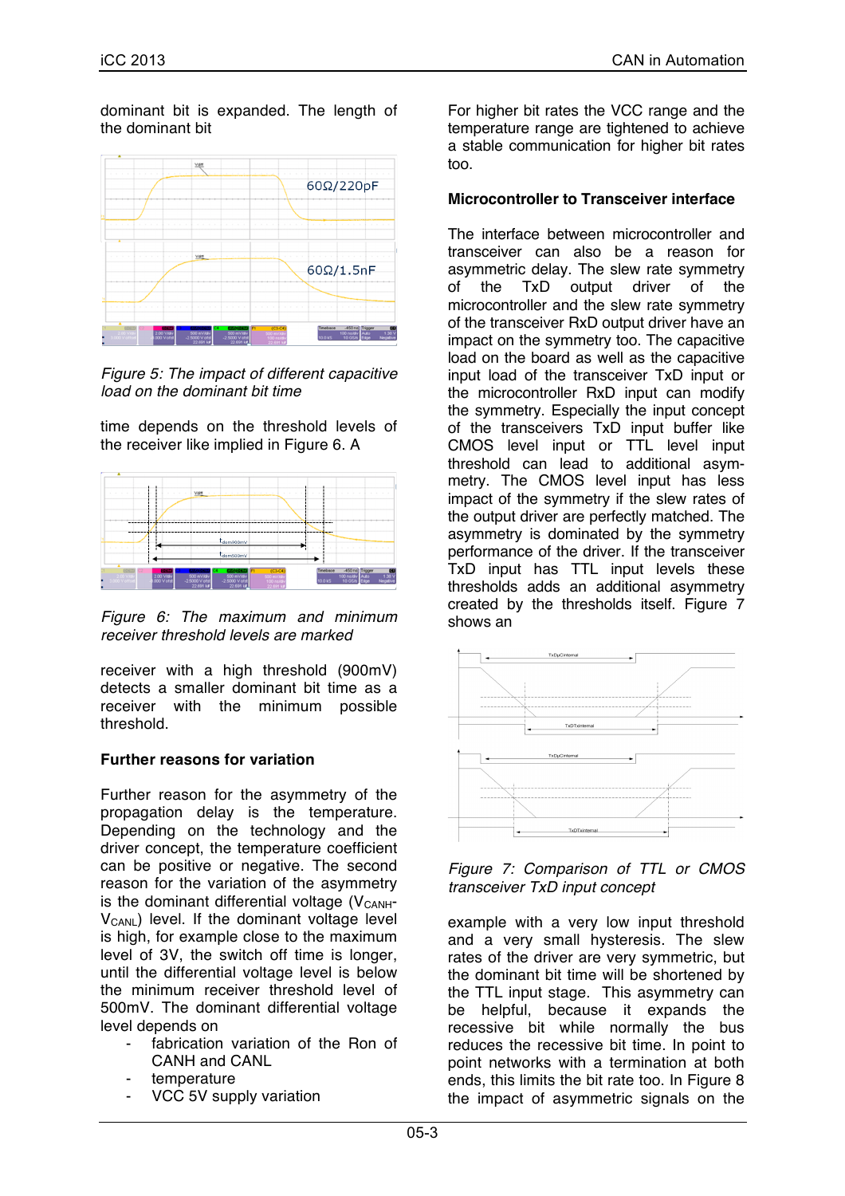dominant bit is expanded. The length of the dominant bit

*Figure 5: The impact of different capacitive load on the dominant bit time*

time depends on the threshold levels of the receiver like implied in Figure 6. A

*Figure 6: The maximum and minimum receiver threshold levels are marked*

receiver with a high threshold (900mV) detects a smaller dominant bit time as a receiver with the minimum possible threshold.

**Further reasons for variation**

Further reason for the asymmetry of the propagation delay is the temperature. Depending on the technology and the driver concept, the temperature coefficient can be positive or negative. The second reason for the variation of the asymmetry is the dominant differential voltage ($V_{CANH}$-$V_{CANL}$) level. If the dominant voltage level is high, for example close to the maximum level of 3V, the switch off time is longer, until the differential voltage level is below the minimum receiver threshold level of 500mV. The dominant differential voltage level depends on

- fabrication variation of the Ron of CANH and CANL
- temperature
- VCC 5V supply variation

For higher bit rates the VCC range and the temperature range are tightened to achieve a stable communication for higher bit rates too.

**Microcontroller to Transceiver interface**

The interface between microcontroller and transceiver can also be a reason for asymmetric delay. The slew rate symmetry of the TxD output driver of the microcontroller and the slew rate symmetry of the transceiver RxD output driver have an impact on the symmetry too. The capacitive load on the board as well as the capacitive input load of the transceiver TxD input or the microcontroller RxD input can modify the symmetry. Especially the input concept of the transceivers TxD input buffer like CMOS level input or TTL level input threshold can lead to additional asymmetry. The CMOS level input has less impact of the symmetry if the slew rates of the output driver are perfectly matched. The asymmetry is dominated by the symmetry performance of the driver. If the transceiver TxD input has TTL input levels these thresholds adds an additional asymmetry created by the thresholds itself. Figure 7 shows an

*Figure 7: Comparison of TTL or CMOS transceiver TxD input concept*

example with a very low input threshold and a very small hysteresis. The slew rates of the driver are very symmetric, but the dominant bit time will be shortened by the TTL input stage. This asymmetry can be helpful, because it expands the recessive bit while normally the bus reduces the recessive bit time. In point to point networks with a termination at both ends, this limits the bit rate too. In Figure 8 the impact of asymmetric signals on the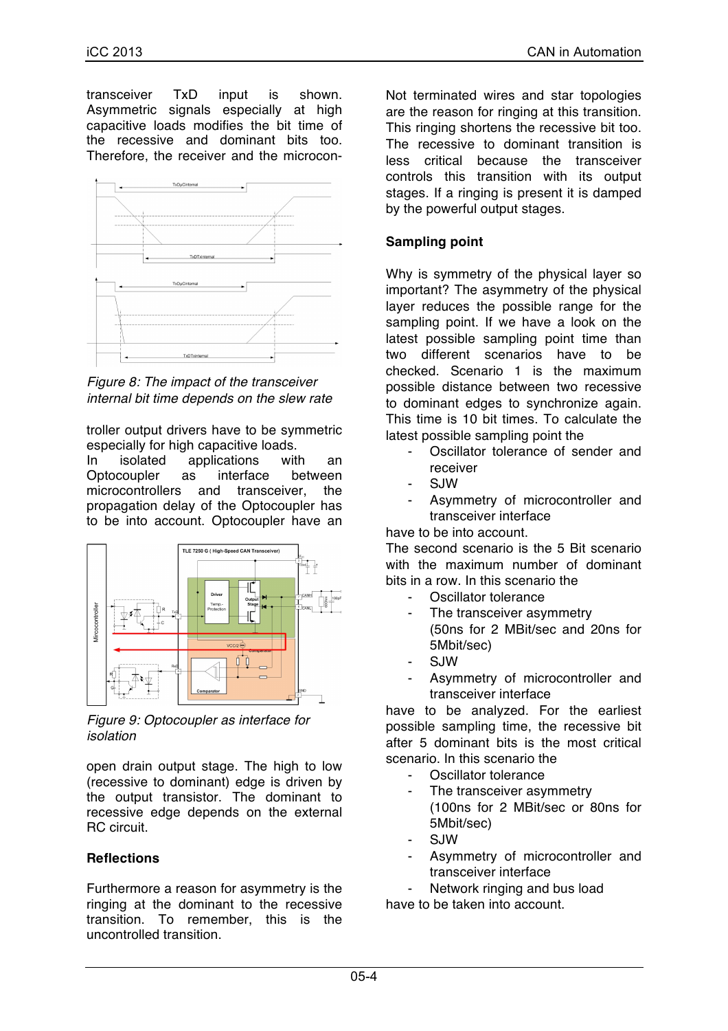transceiver TxD input is shown. Asymmetric signals especially at high capacitive loads modifies the bit time of the recessive and dominant bits too. Therefore, the receiver and the microcontroller output drivers have to be symmetric especially for high capacitive loads.

*Figure 8: The impact of the transceiver internal bit time depends on the slew rate*

In isolated applications with an Optocoupler as interface between microcontrollers and transceiver, the propagation delay of the Optocoupler has to be into account. Optocoupler have an open drain output stage. The high to low (recessive to dominant) edge is driven by the output transistor. The dominant to recessive edge depends on the external RC circuit.

*Figure 9: Optocoupler as interface for isolation*

## Reflections

Furthermore a reason for asymmetry is the ringing at the dominant to the recessive transition. To remember, this is the uncontrolled transition.

Not terminated wires and star topologies are the reason for ringing at this transition. This ringing shortens the recessive bit too. The recessive to dominant transition is less critical because the transceiver controls this transition with its output stages. If a ringing is present it is damped by the powerful output stages.

## Sampling point

Why is symmetry of the physical layer so important? The asymmetry of the physical layer reduces the possible range for the sampling point. If we have a look on the latest possible sampling point time than two different scenarios have to be checked. Scenario 1 is the maximum possible distance between two recessive to dominant edges to synchronize again. This time is 10 bit times. To calculate the latest possible sampling point the

- Oscillator tolerance of sender and receiver
- SJW
- Asymmetry of microcontroller and transceiver interface

have to be into account.

The second scenario is the 5 Bit scenario with the maximum number of dominant bits in a row. In this scenario the

- Oscillator tolerance
- The transceiver asymmetry (50ns for 2 MBit/sec and 20ns for 5Mbit/sec)
- SJW
- Asymmetry of microcontroller and transceiver interface

have to be analyzed. For the earliest possible sampling time, the recessive bit after 5 dominant bits is the most critical scenario. In this scenario the

- Oscillator tolerance
- The transceiver asymmetry (100ns for 2 MBit/sec or 80ns for 5Mbit/sec)
- SJW
- Asymmetry of microcontroller and transceiver interface
- Network ringing and bus load

have to be taken into account.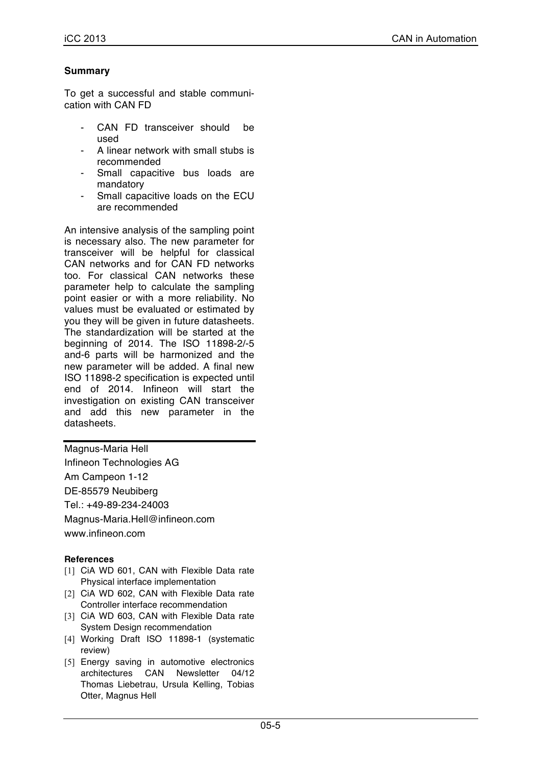## Summary

To get a successful and stable communication with CAN FD

- CAN FD transceiver should be used
- A linear network with small stubs is recommended
- Small capacitive bus loads are mandatory
- Small capacitive loads on the ECU are recommended

An intensive analysis of the sampling point is necessary also. The new parameter for transceiver will be helpful for classical CAN networks and for CAN FD networks too. For classical CAN networks these parameter help to calculate the sampling point easier or with a more reliability. No values must be evaluated or estimated by you they will be given in future datasheets. The standardization will be started at the beginning of 2014. The ISO 11898-2/-5 and-6 parts will be harmonized and the new parameter will be added. A final new ISO 11898-2 specification is expected until end of 2014. Infineon will start the investigation on existing CAN transceiver and add this new parameter in the datasheets.

---

Magnus-Maria Hell

Infineon Technologies AG

Am Campeon 1-12

DE-85579 Neubiberg

Tel.: +49-89-234-24003

Magnus-Maria.Hell@infineon.com

www.infineon.com

### References

[1] CiA WD 601, CAN with Flexible Data rate Physical interface implementation

[2] CiA WD 602, CAN with Flexible Data rate Controller interface recommendation

[3] CiA WD 603, CAN with Flexible Data rate System Design recommendation

[4] Working Draft ISO 11898-1 (systematic review)

[5] Energy saving in automotive electronics architectures CAN Newsletter 04/12 Thomas Liebetrau, Ursula Kelling, Tobias Otter, Magnus Hell